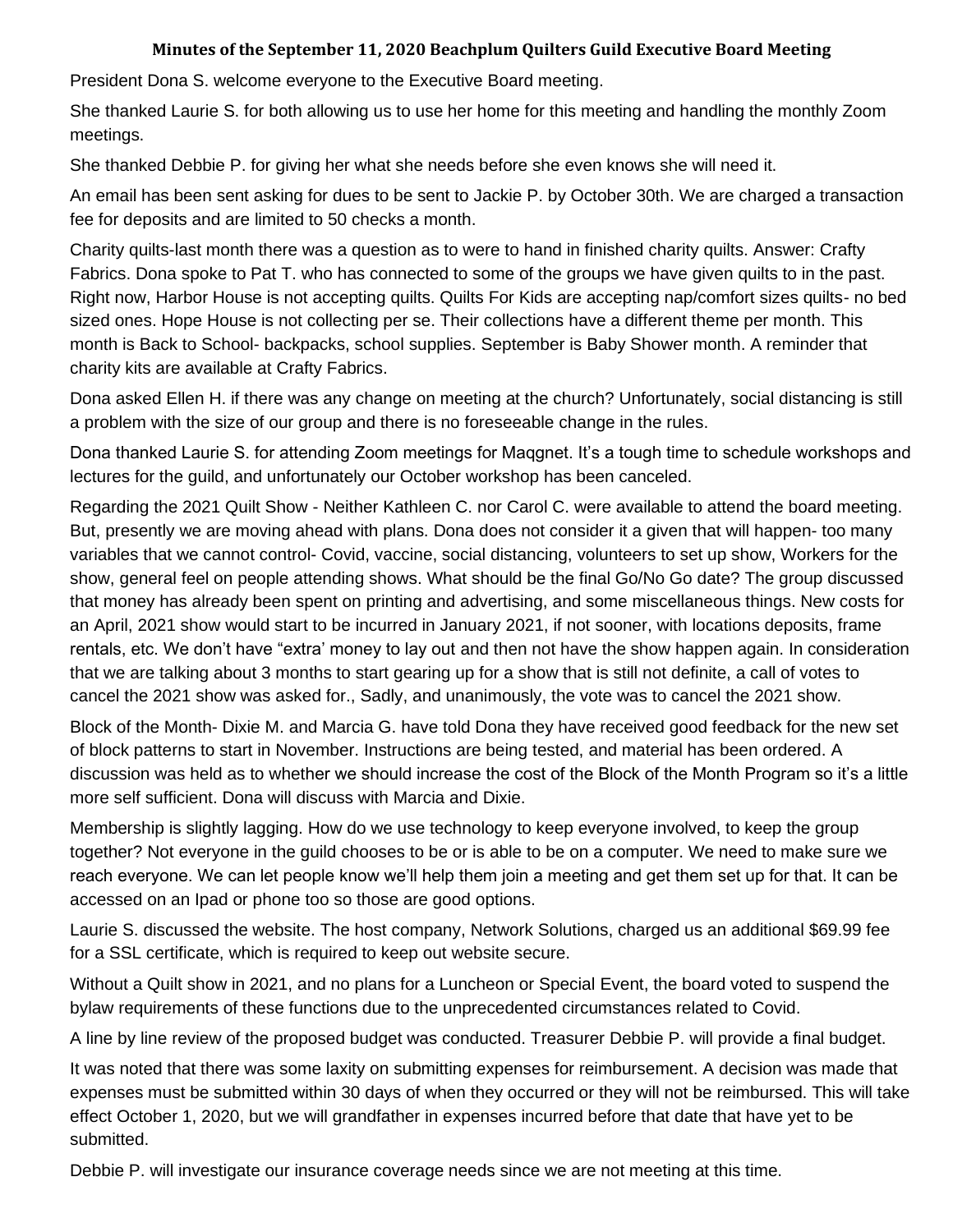# Minutes of the September 11, 2020 Beachplum Quilters Guild Executive Board Meeting

President Dona S. welcome everyone to the Executive Board meeting.

She thanked Laurie S. for both allowing us to use her home for this meeting and handling the monthly Zoom meetings.

She thanked Debbie P. for giving her what she needs before she even knows she will need it.

An email has been sent asking for dues to be sent to Jackie P. by October 30th. We are charged a transaction fee for deposits and are limited to 50 checks a month.

Charity quilts-last month there was a question as to were to hand in finished charity quilts. Answer: Crafty Fabrics. Dona spoke to Pat T. who has connected to some of the groups we have given quilts to in the past. Right now, Harbor House is not accepting quilts. Quilts For Kids are accepting nap/comfort sizes quilts- no bed sized ones. Hope House is not collecting per se. Their collections have a different theme per month. This month is Back to School- backpacks, school supplies. September is Baby Shower month. A reminder that charity kits are available at Crafty Fabrics.

Dona asked Ellen H. if there was any change on meeting at the church? Unfortunately, social distancing is still a problem with the size of our group and there is no foreseeable change in the rules.

Dona thanked Laurie S. for attending Zoom meetings for Maqgnet. It's a tough time to schedule workshops and lectures for the guild, and unfortunately our October workshop has been canceled.

Regarding the 2021 Quilt Show - Neither Kathleen C. nor Carol C. were available to attend the board meeting. But, presently we are moving ahead with plans. Dona does not consider it a given that will happen- too many variables that we cannot control- Covid, vaccine, social distancing, volunteers to set up show, Workers for the show, general feel on people attending shows. What should be the final Go/No Go date? The group discussed that money has already been spent on printing and advertising, and some miscellaneous things. New costs for an April, 2021 show would start to be incurred in January 2021, if not sooner, with locations deposits, frame rentals, etc. We don't have "extra' money to lay out and then not have the show happen again. In consideration that we are talking about 3 months to start gearing up for a show that is still not definite, a call of votes to cancel the 2021 show was asked for., Sadly, and unanimously, the vote was to cancel the 2021 show.

Block of the Month- Dixie M. and Marcia G. have told Dona they have received good feedback for the new set of block patterns to start in November. Instructions are being tested, and material has been ordered. A discussion was held as to whether we should increase the cost of the Block of the Month Program so it's a little more self sufficient. Dona will discuss with Marcia and Dixie.

Membership is slightly lagging. How do we use technology to keep everyone involved, to keep the group together? Not everyone in the guild chooses to be or is able to be on a computer. We need to make sure we reach everyone. We can let people know we'll help them join a meeting and get them set up for that. It can be accessed on an Ipad or phone too so those are good options.

Laurie S. discussed the website. The host company, Network Solutions, charged us an additional $69.99 fee for a SSL certificate, which is required to keep out website secure.

Without a Quilt show in 2021, and no plans for a Luncheon or Special Event, the board voted to suspend the bylaw requirements of these functions due to the unprecedented circumstances related to Covid.

A line by line review of the proposed budget was conducted. Treasurer Debbie P. will provide a final budget.

It was noted that there was some laxity on submitting expenses for reimbursement. A decision was made that expenses must be submitted within 30 days of when they occurred or they will not be reimbursed. This will take effect October 1, 2020, but we will grandfather in expenses incurred before that date that have yet to be submitted.

Debbie P. will investigate our insurance coverage needs since we are not meeting at this time.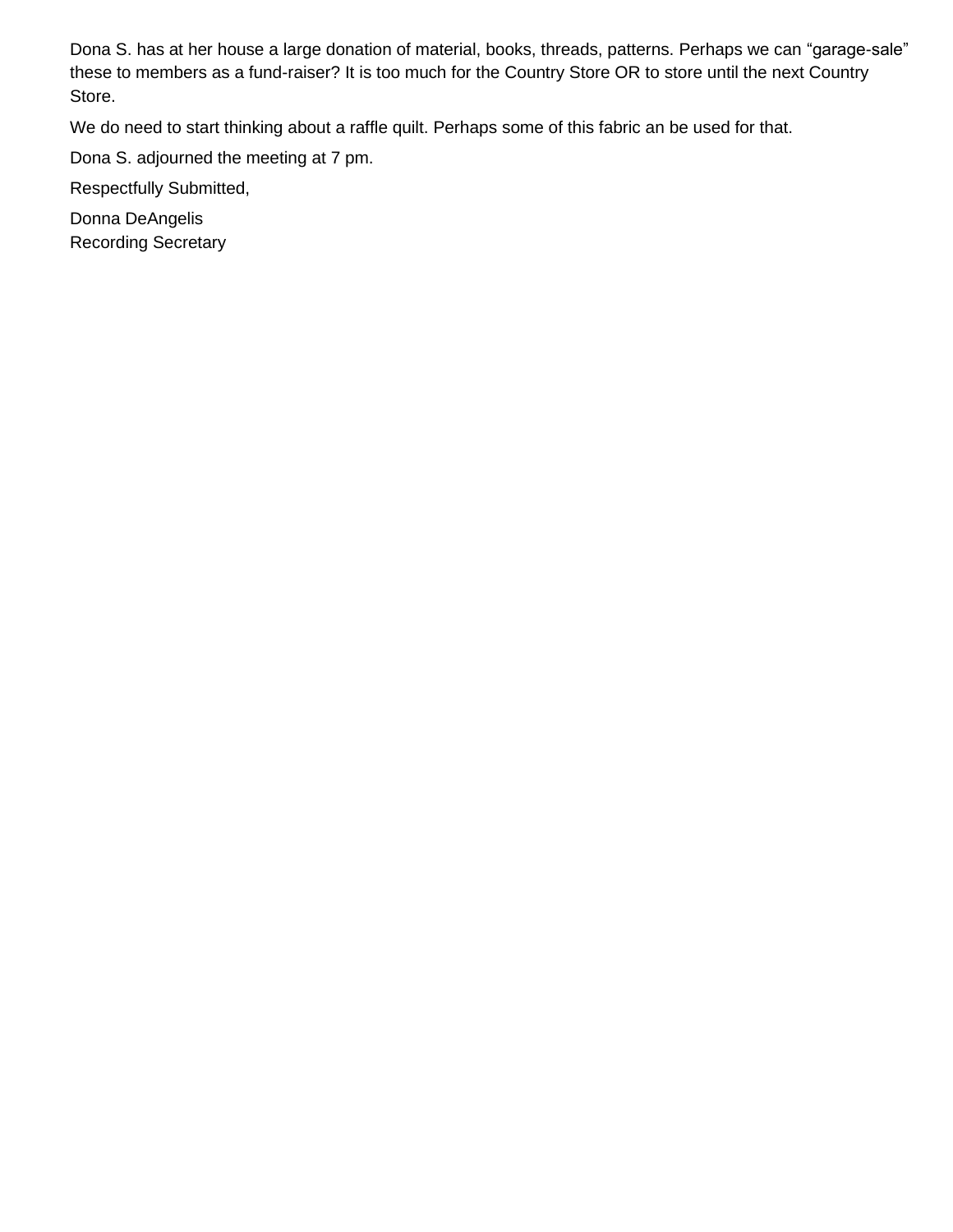Dona S. has at her house a large donation of material, books, threads, patterns. Perhaps we can “garage-sale” these to members as a fund-raiser? It is too much for the Country Store OR to store until the next Country Store.

We do need to start thinking about a raffle quilt. Perhaps some of this fabric an be used for that.

Dona S. adjourned the meeting at 7 pm.

Respectfully Submitted,

Donna DeAngelis
Recording Secretary